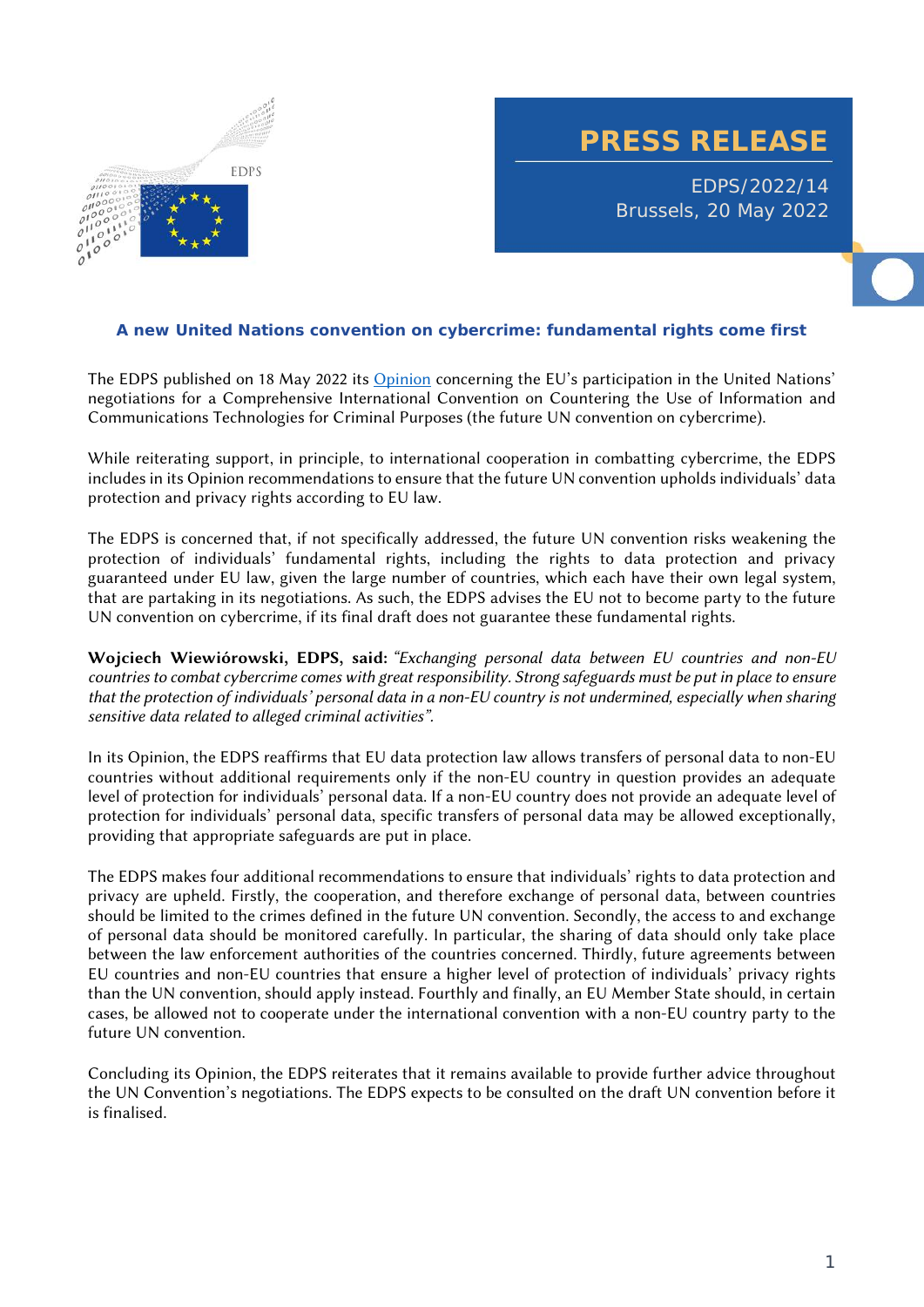# PRESS RELEASE

EDPS/2022/14
Brussels, 20 May 2022

## A new United Nations convention on cybercrime: fundamental rights come first

The EDPS published on 18 May 2022 its [Opinion] concerning the EU's participation in the United Nations' negotiations for a Comprehensive International Convention on Countering the Use of Information and Communications Technologies for Criminal Purposes (the future UN convention on cybercrime).

While reiterating support, in principle, to international cooperation in combatting cybercrime, the EDPS includes in its Opinion recommendations to ensure that the future UN convention upholds individuals' data protection and privacy rights according to EU law.

The EDPS is concerned that, if not specifically addressed, the future UN convention risks weakening the protection of individuals' fundamental rights, including the rights to data protection and privacy guaranteed under EU law, given the large number of countries, which each have their own legal system, that are partaking in its negotiations. As such, the EDPS advises the EU not to become party to the future UN convention on cybercrime, if its final draft does not guarantee these fundamental rights.

**Wojciech Wiewiórowski, EDPS, said:** *"Exchanging personal data between EU countries and non-EU countries to combat cybercrime comes with great responsibility. Strong safeguards must be put in place to ensure that the protection of individuals' personal data in a non-EU country is not undermined, especially when sharing sensitive data related to alleged criminal activities".*

In its Opinion, the EDPS reaffirms that EU data protection law allows transfers of personal data to non-EU countries without additional requirements only if the non-EU country in question provides an adequate level of protection for individuals' personal data. If a non-EU country does not provide an adequate level of protection for individuals' personal data, specific transfers of personal data may be allowed exceptionally, providing that appropriate safeguards are put in place.

The EDPS makes four additional recommendations to ensure that individuals' rights to data protection and privacy are upheld. Firstly, the cooperation, and therefore exchange of personal data, between countries should be limited to the crimes defined in the future UN convention. Secondly, the access to and exchange of personal data should be monitored carefully. In particular, the sharing of data should only take place between the law enforcement authorities of the countries concerned. Thirdly, future agreements between EU countries and non-EU countries that ensure a higher level of protection of individuals' privacy rights than the UN convention, should apply instead. Fourthly and finally, an EU Member State should, in certain cases, be allowed not to cooperate under the international convention with a non-EU country party to the future UN convention.

Concluding its Opinion, the EDPS reiterates that it remains available to provide further advice throughout the UN Convention's negotiations. The EDPS expects to be consulted on the draft UN convention before it is finalised.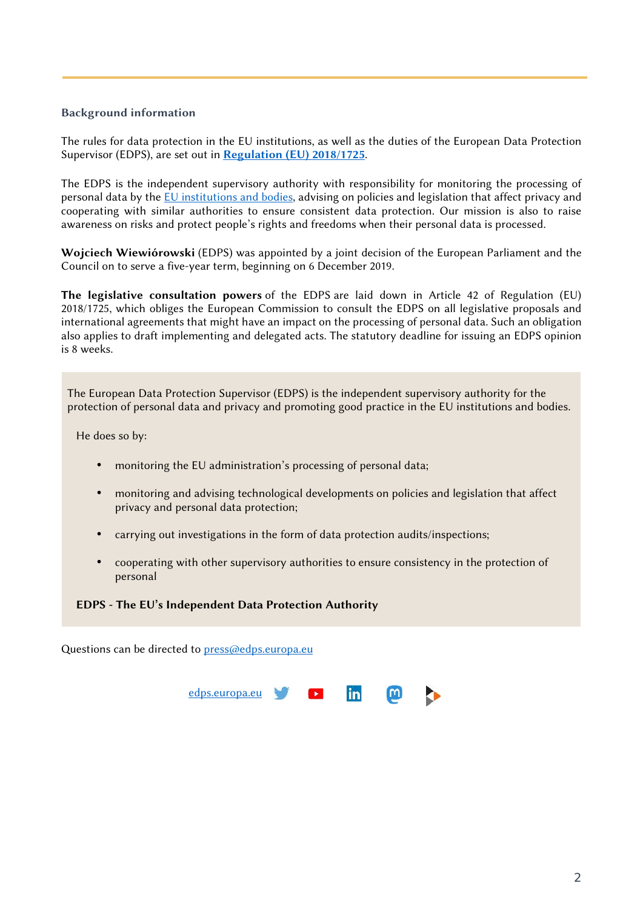### Background information

The rules for data protection in the EU institutions, as well as the duties of the European Data Protection Supervisor (EDPS), are set out in **Regulation (EU) 2018/1725**.

The EDPS is the independent supervisory authority with responsibility for monitoring the processing of personal data by the EU institutions and bodies, advising on policies and legislation that affect privacy and cooperating with similar authorities to ensure consistent data protection. Our mission is also to raise awareness on risks and protect people's rights and freedoms when their personal data is processed.

**Wojciech Wiewiórowski** (EDPS) was appointed by a joint decision of the European Parliament and the Council on to serve a five-year term, beginning on 6 December 2019.

**The legislative consultation powers** of the EDPS are laid down in Article 42 of Regulation (EU) 2018/1725, which obliges the European Commission to consult the EDPS on all legislative proposals and international agreements that might have an impact on the processing of personal data. Such an obligation also applies to draft implementing and delegated acts. The statutory deadline for issuing an EDPS opinion is 8 weeks.

The European Data Protection Supervisor (EDPS) is the independent supervisory authority for the protection of personal data and privacy and promoting good practice in the EU institutions and bodies.

He does so by:

- monitoring the EU administration's processing of personal data;
- monitoring and advising technological developments on policies and legislation that affect privacy and personal data protection;
- carrying out investigations in the form of data protection audits/inspections;
- cooperating with other supervisory authorities to ensure consistency in the protection of personal

**EDPS - The EU's Independent Data Protection Authority**

Questions can be directed to press@edps.europa.eu

edps.europa.eu